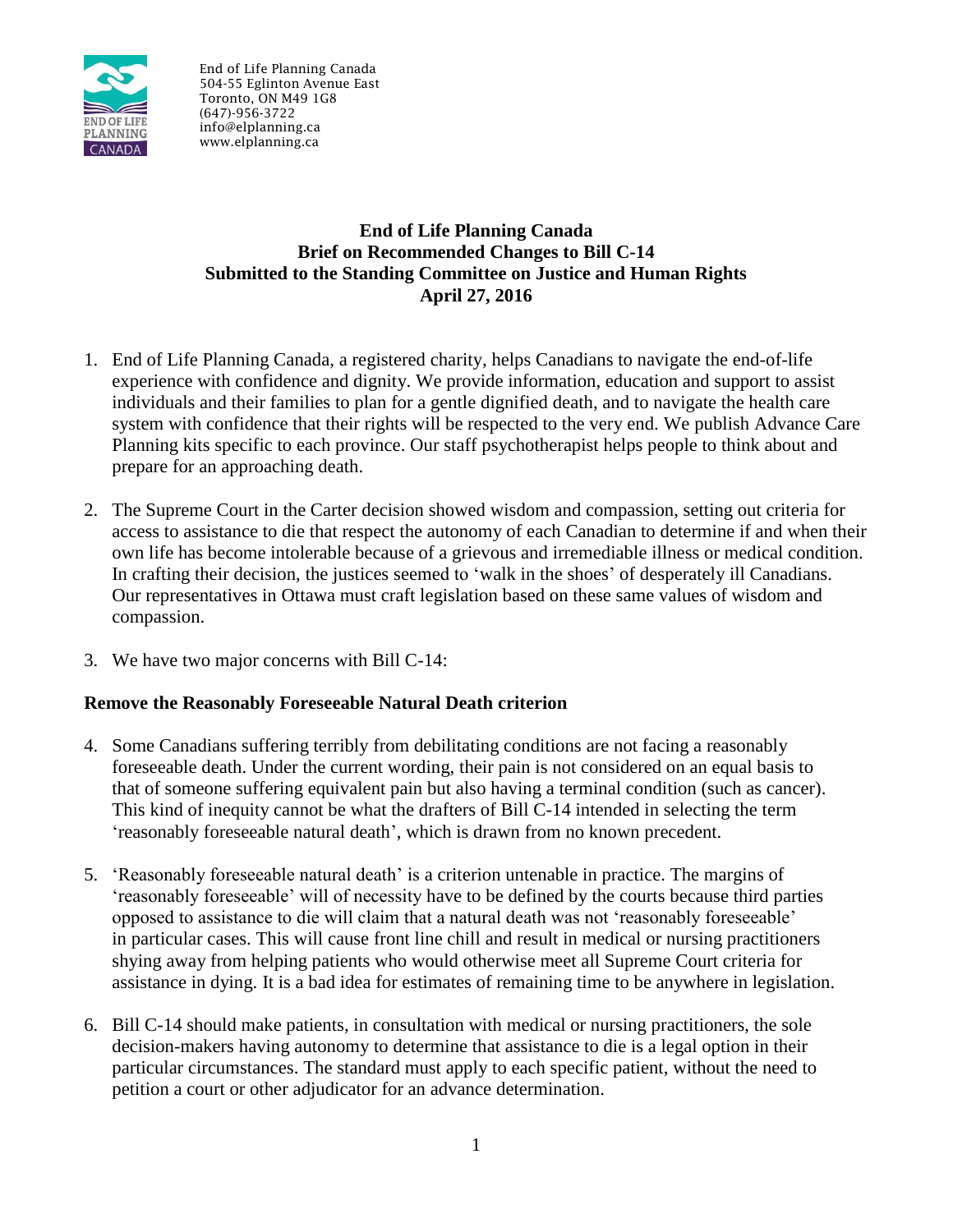End of Life Planning Canada
504-55 Eglinton Avenue East
Toronto, ON M49 1G8
(647)-956-3722
info@elplanning.ca
www.elplanning.ca

# End of Life Planning Canada
## Brief on Recommended Changes to Bill C-14
## Submitted to the Standing Committee on Justice and Human Rights
## April 27, 2016

1. End of Life Planning Canada, a registered charity, helps Canadians to navigate the end-of-life experience with confidence and dignity. We provide information, education and support to assist individuals and their families to plan for a gentle dignified death, and to navigate the health care system with confidence that their rights will be respected to the very end. We publish Advance Care Planning kits specific to each province. Our staff psychotherapist helps people to think about and prepare for an approaching death.

2. The Supreme Court in the Carter decision showed wisdom and compassion, setting out criteria for access to assistance to die that respect the autonomy of each Canadian to determine if and when their own life has become intolerable because of a grievous and irremediable illness or medical condition. In crafting their decision, the justices seemed to 'walk in the shoes' of desperately ill Canadians. Our representatives in Ottawa must craft legislation based on these same values of wisdom and compassion.

3. We have two major concerns with Bill C-14:

**Remove the Reasonably Foreseeable Natural Death criterion**

4. Some Canadians suffering terribly from debilitating conditions are not facing a reasonably foreseeable death. Under the current wording, their pain is not considered on an equal basis to that of someone suffering equivalent pain but also having a terminal condition (such as cancer). This kind of inequity cannot be what the drafters of Bill C-14 intended in selecting the term 'reasonably foreseeable natural death', which is drawn from no known precedent.

5. 'Reasonably foreseeable natural death' is a criterion untenable in practice. The margins of 'reasonably foreseeable' will of necessity have to be defined by the courts because third parties opposed to assistance to die will claim that a natural death was not 'reasonably foreseeable' in particular cases. This will cause front line chill and result in medical or nursing practitioners shying away from helping patients who would otherwise meet all Supreme Court criteria for assistance in dying. It is a bad idea for estimates of remaining time to be anywhere in legislation.

6. Bill C-14 should make patients, in consultation with medical or nursing practitioners, the sole decision-makers having autonomy to determine that assistance to die is a legal option in their particular circumstances. The standard must apply to each specific patient, without the need to petition a court or other adjudicator for an advance determination.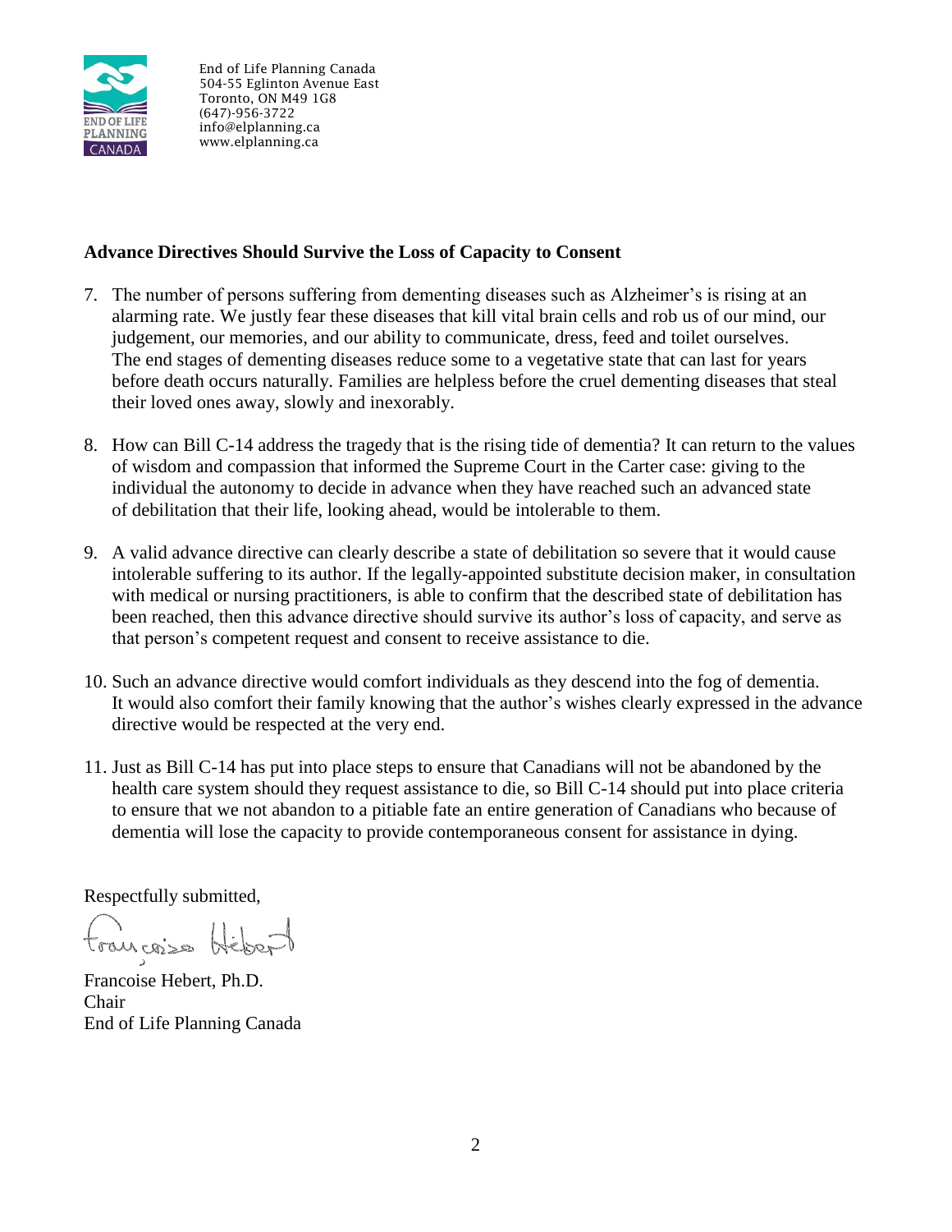End of Life Planning Canada
504-55 Eglinton Avenue East
Toronto, ON M49 1G8
(647)-956-3722
info@elplanning.ca
www.elplanning.ca

**Advance Directives Should Survive the Loss of Capacity to Consent**

7. The number of persons suffering from dementing diseases such as Alzheimer's is rising at an alarming rate. We justly fear these diseases that kill vital brain cells and rob us of our mind, our judgement, our memories, and our ability to communicate, dress, feed and toilet ourselves. The end stages of dementing diseases reduce some to a vegetative state that can last for years before death occurs naturally. Families are helpless before the cruel dementing diseases that steal their loved ones away, slowly and inexorably.

8. How can Bill C-14 address the tragedy that is the rising tide of dementia? It can return to the values of wisdom and compassion that informed the Supreme Court in the Carter case: giving to the individual the autonomy to decide in advance when they have reached such an advanced state of debilitation that their life, looking ahead, would be intolerable to them.

9. A valid advance directive can clearly describe a state of debilitation so severe that it would cause intolerable suffering to its author. If the legally-appointed substitute decision maker, in consultation with medical or nursing practitioners, is able to confirm that the described state of debilitation has been reached, then this advance directive should survive its author's loss of capacity, and serve as that person's competent request and consent to receive assistance to die.

10. Such an advance directive would comfort individuals as they descend into the fog of dementia. It would also comfort their family knowing that the author's wishes clearly expressed in the advance directive would be respected at the very end.

11. Just as Bill C-14 has put into place steps to ensure that Canadians will not be abandoned by the health care system should they request assistance to die, so Bill C-14 should put into place criteria to ensure that we not abandon to a pitiable fate an entire generation of Canadians who because of dementia will lose the capacity to provide contemporaneous consent for assistance in dying.

Respectfully submitted,

Francoise Hebert, Ph.D.
Chair
End of Life Planning Canada